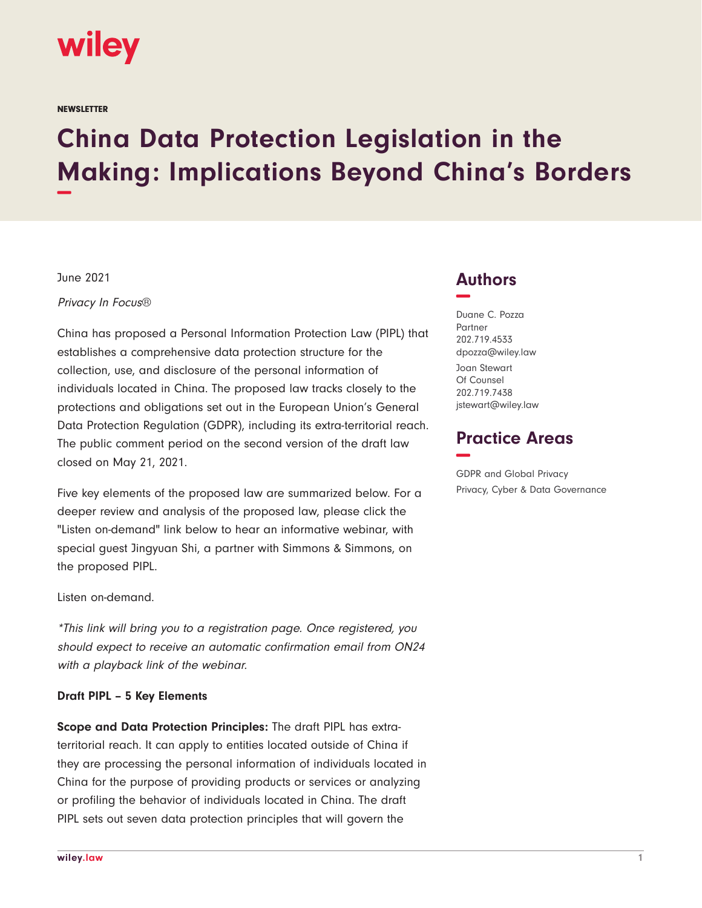wiley

NEWSLETTER

# China Data Protection Legislation in the Making: Implications Beyond China's Borders

June 2021

*Privacy In Focus®*

China has proposed a Personal Information Protection Law (PIPL) that establishes a comprehensive data protection structure for the collection, use, and disclosure of the personal information of individuals located in China. The proposed law tracks closely to the protections and obligations set out in the European Union's General Data Protection Regulation (GDPR), including its extra-territorial reach. The public comment period on the second version of the draft law closed on May 21, 2021.

Five key elements of the proposed law are summarized below. For a deeper review and analysis of the proposed law, please click the "Listen on-demand" link below to hear an informative webinar, with special guest Jingyuan Shi, a partner with Simmons & Simmons, on the proposed PIPL.

Listen on-demand.

*\*This link will bring you to a registration page. Once registered, you should expect to receive an automatic confirmation email from ON24 with a playback link of the webinar.*

**Draft PIPL – 5 Key Elements**

**Scope and Data Protection Principles:** The draft PIPL has extra-territorial reach. It can apply to entities located outside of China if they are processing the personal information of individuals located in China for the purpose of providing products or services or analyzing or profiling the behavior of individuals located in China. The draft PIPL sets out seven data protection principles that will govern the

## Authors

Duane C. Pozza
Partner
202.719.4533
dpozza@wiley.law

Joan Stewart
Of Counsel
202.719.7438
jstewart@wiley.law

## Practice Areas

GDPR and Global Privacy
Privacy, Cyber & Data Governance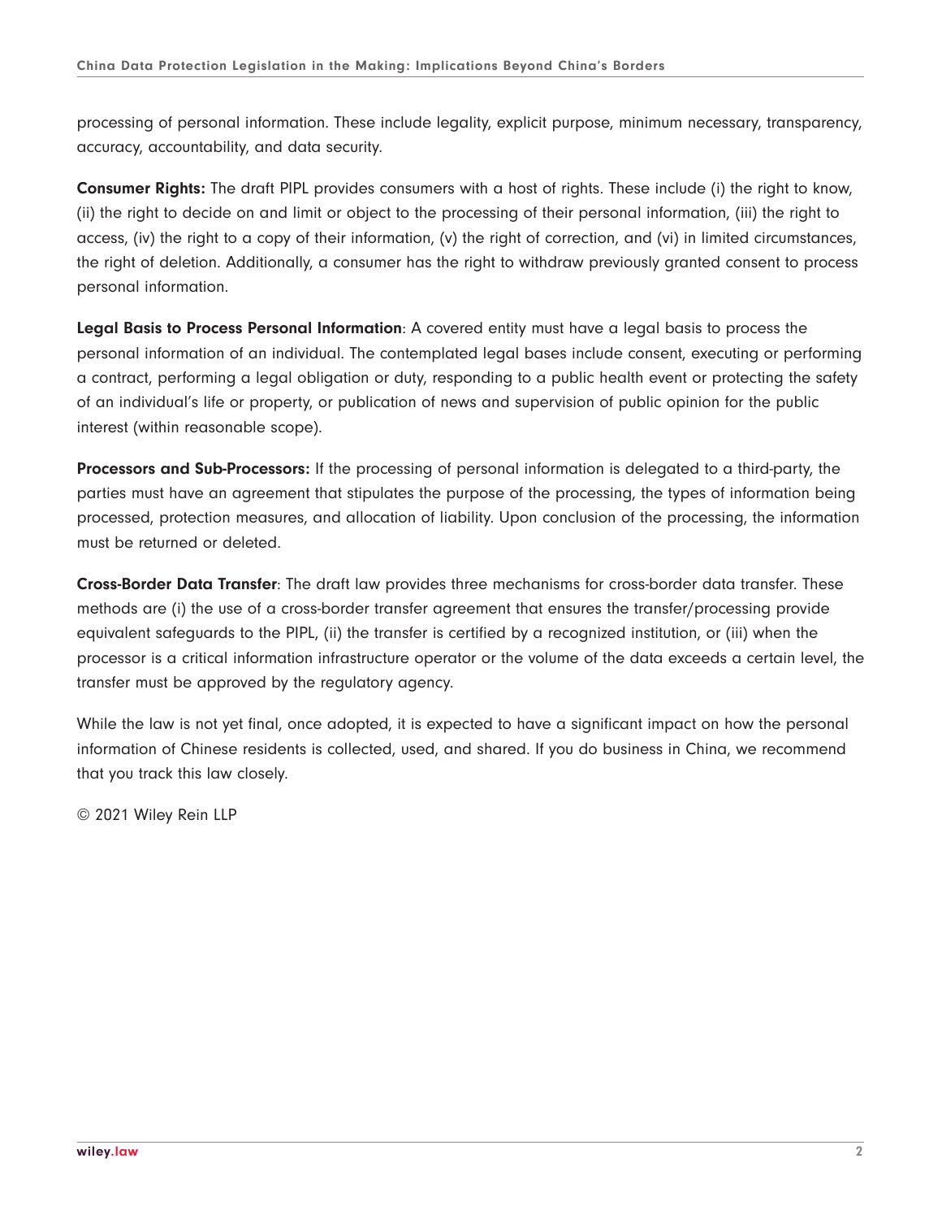processing of personal information. These include legality, explicit purpose, minimum necessary, transparency, accuracy, accountability, and data security.

**Consumer Rights:** The draft PIPL provides consumers with a host of rights. These include (i) the right to know, (ii) the right to decide on and limit or object to the processing of their personal information, (iii) the right to access, (iv) the right to a copy of their information, (v) the right of correction, and (vi) in limited circumstances, the right of deletion. Additionally, a consumer has the right to withdraw previously granted consent to process personal information.

**Legal Basis to Process Personal Information**: A covered entity must have a legal basis to process the personal information of an individual. The contemplated legal bases include consent, executing or performing a contract, performing a legal obligation or duty, responding to a public health event or protecting the safety of an individual's life or property, or publication of news and supervision of public opinion for the public interest (within reasonable scope).

**Processors and Sub-Processors:** If the processing of personal information is delegated to a third-party, the parties must have an agreement that stipulates the purpose of the processing, the types of information being processed, protection measures, and allocation of liability. Upon conclusion of the processing, the information must be returned or deleted.

**Cross-Border Data Transfer**: The draft law provides three mechanisms for cross-border data transfer. These methods are (i) the use of a cross-border transfer agreement that ensures the transfer/processing provide equivalent safeguards to the PIPL, (ii) the transfer is certified by a recognized institution, or (iii) when the processor is a critical information infrastructure operator or the volume of the data exceeds a certain level, the transfer must be approved by the regulatory agency.

While the law is not yet final, once adopted, it is expected to have a significant impact on how the personal information of Chinese residents is collected, used, and shared. If you do business in China, we recommend that you track this law closely.

© 2021 Wiley Rein LLP